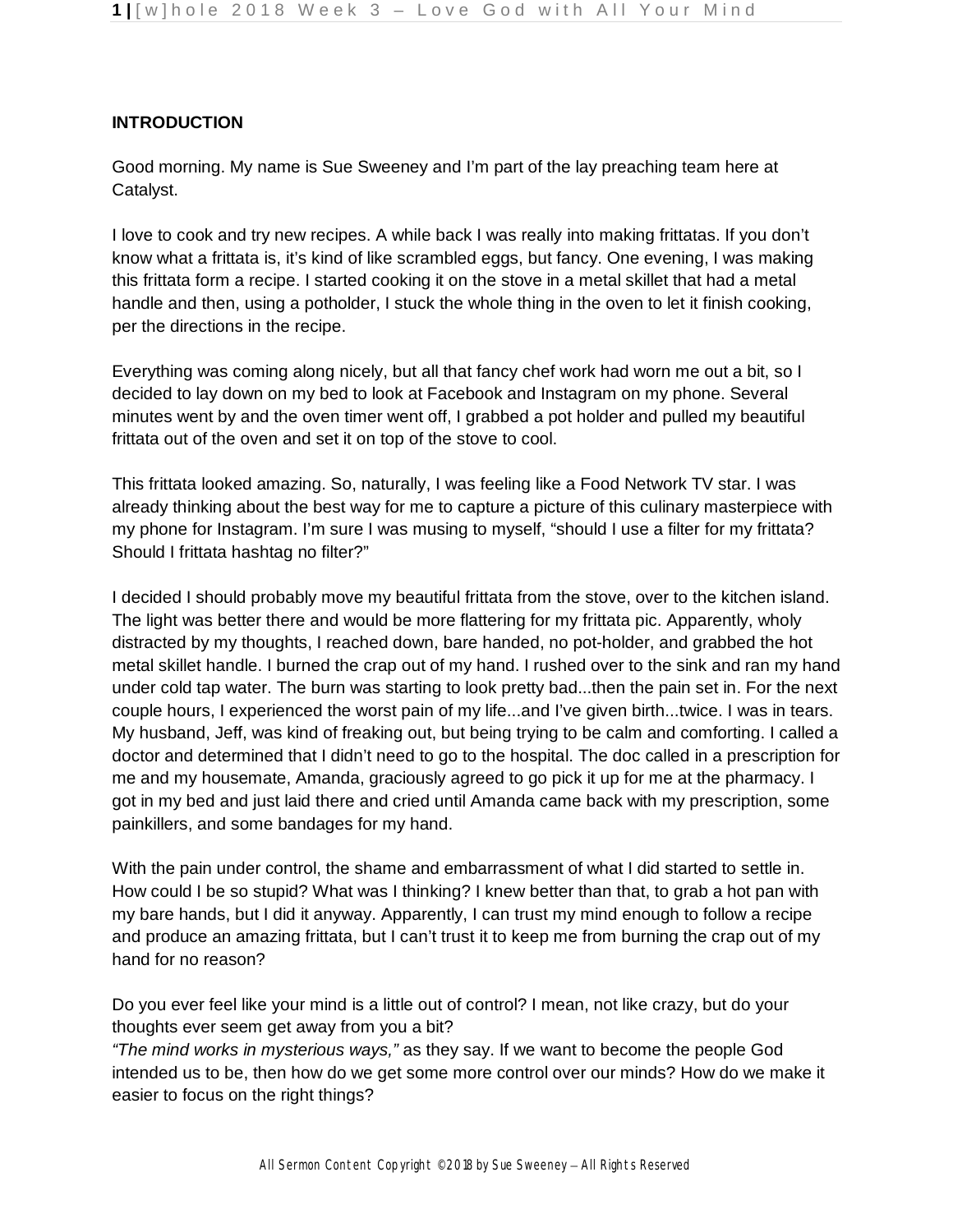**INTRODUCTION**

Good morning. My name is Sue Sweeney and I'm part of the lay preaching team here at Catalyst.

I love to cook and try new recipes. A while back I was really into making frittatas. If you don't know what a frittata is, it's kind of like scrambled eggs, but fancy. One evening, I was making this frittata form a recipe. I started cooking it on the stove in a metal skillet that had a metal handle and then, using a potholder, I stuck the whole thing in the oven to let it finish cooking, per the directions in the recipe.

Everything was coming along nicely, but all that fancy chef work had worn me out a bit, so I decided to lay down on my bed to look at Facebook and Instagram on my phone. Several minutes went by and the oven timer went off, I grabbed a pot holder and pulled my beautiful frittata out of the oven and set it on top of the stove to cool.

This frittata looked amazing. So, naturally, I was feeling like a Food Network TV star. I was already thinking about the best way for me to capture a picture of this culinary masterpiece with my phone for Instagram. I'm sure I was musing to myself, "should I use a filter for my frittata? Should I frittata hashtag no filter?"

I decided I should probably move my beautiful frittata from the stove, over to the kitchen island. The light was better there and would be more flattering for my frittata pic. Apparently, wholy distracted by my thoughts, I reached down, bare handed, no pot-holder, and grabbed the hot metal skillet handle. I burned the crap out of my hand. I rushed over to the sink and ran my hand under cold tap water. The burn was starting to look pretty bad...then the pain set in. For the next couple hours, I experienced the worst pain of my life...and I've given birth...twice. I was in tears. My husband, Jeff, was kind of freaking out, but being trying to be calm and comforting. I called a doctor and determined that I didn't need to go to the hospital. The doc called in a prescription for me and my housemate, Amanda, graciously agreed to go pick it up for me at the pharmacy. I got in my bed and just laid there and cried until Amanda came back with my prescription, some painkillers, and some bandages for my hand.

With the pain under control, the shame and embarrassment of what I did started to settle in. How could I be so stupid? What was I thinking? I knew better than that, to grab a hot pan with my bare hands, but I did it anyway. Apparently, I can trust my mind enough to follow a recipe and produce an amazing frittata, but I can't trust it to keep me from burning the crap out of my hand for no reason?

Do you ever feel like your mind is a little out of control? I mean, not like crazy, but do your thoughts ever seem get away from you a bit?
*"The mind works in mysterious ways,"* as they say. If we want to become the people God intended us to be, then how do we get some more control over our minds? How do we make it easier to focus on the right things?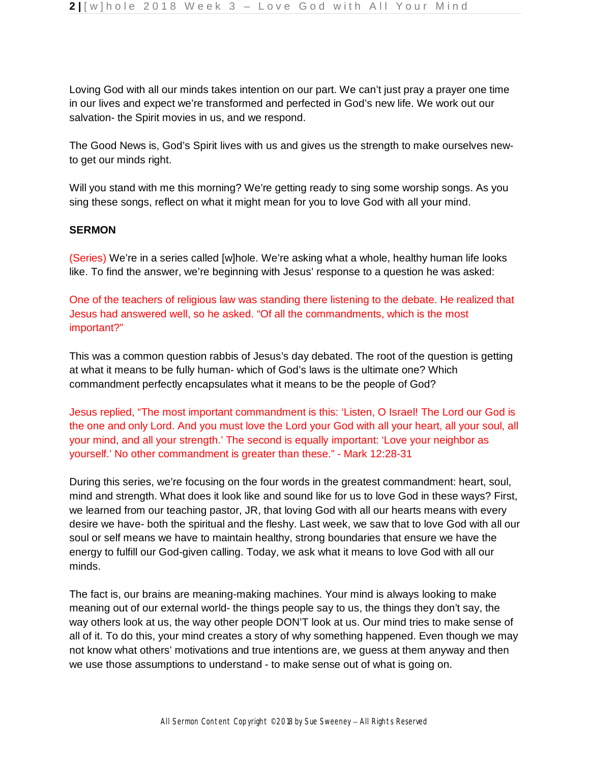Loving God with all our minds takes intention on our part. We can't just pray a prayer one time in our lives and expect we're transformed and perfected in God's new life. We work out our salvation- the Spirit movies in us, and we respond.

The Good News is, God's Spirit lives with us and gives us the strength to make ourselves new- to get our minds right.

Will you stand with me this morning? We're getting ready to sing some worship songs. As you sing these songs, reflect on what it might mean for you to love God with all your mind.

**SERMON**

(Series) We're in a series called [w]hole. We're asking what a whole, healthy human life looks like. To find the answer, we're beginning with Jesus' response to a question he was asked:

One of the teachers of religious law was standing there listening to the debate. He realized that Jesus had answered well, so he asked. "Of all the commandments, which is the most important?"

This was a common question rabbis of Jesus's day debated. The root of the question is getting at what it means to be fully human- which of God's laws is the ultimate one? Which commandment perfectly encapsulates what it means to be the people of God?

Jesus replied, "The most important commandment is this: 'Listen, O Israel! The Lord our God is the one and only Lord. And you must love the Lord your God with all your heart, all your soul, all your mind, and all your strength.' The second is equally important: 'Love your neighbor as yourself.' No other commandment is greater than these." - Mark 12:28-31

During this series, we're focusing on the four words in the greatest commandment: heart, soul, mind and strength. What does it look like and sound like for us to love God in these ways? First, we learned from our teaching pastor, JR, that loving God with all our hearts means with every desire we have- both the spiritual and the fleshy. Last week, we saw that to love God with all our soul or self means we have to maintain healthy, strong boundaries that ensure we have the energy to fulfill our God-given calling. Today, we ask what it means to love God with all our minds.

The fact is, our brains are meaning-making machines. Your mind is always looking to make meaning out of our external world- the things people say to us, the things they don't say, the way others look at us, the way other people DON'T look at us. Our mind tries to make sense of all of it. To do this, your mind creates a story of why something happened. Even though we may not know what others' motivations and true intentions are, we guess at them anyway and then we use those assumptions to understand - to make sense out of what is going on.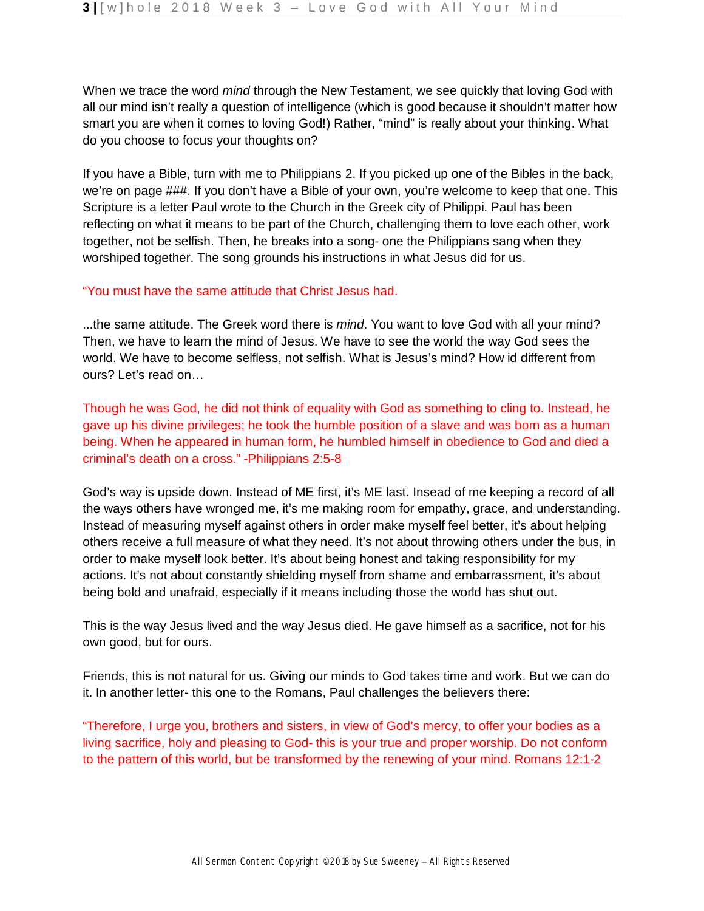When we trace the word *mind* through the New Testament, we see quickly that loving God with all our mind isn't really a question of intelligence (which is good because it shouldn't matter how smart you are when it comes to loving God!) Rather, "mind" is really about your thinking. What do you choose to focus your thoughts on?

If you have a Bible, turn with me to Philippians 2. If you picked up one of the Bibles in the back, we're on page ###. If you don't have a Bible of your own, you're welcome to keep that one. This Scripture is a letter Paul wrote to the Church in the Greek city of Philippi. Paul has been reflecting on what it means to be part of the Church, challenging them to love each other, work together, not be selfish. Then, he breaks into a song- one the Philippians sang when they worshiped together. The song grounds his instructions in what Jesus did for us.

"You must have the same attitude that Christ Jesus had.

...the same attitude. The Greek word there is *mind*. You want to love God with all your mind? Then, we have to learn the mind of Jesus. We have to see the world the way God sees the world. We have to become selfless, not selfish. What is Jesus's mind? How id different from ours? Let's read on…

Though he was God, he did not think of equality with God as something to cling to. Instead, he gave up his divine privileges; he took the humble position of a slave and was born as a human being. When he appeared in human form, he humbled himself in obedience to God and died a criminal's death on a cross." -Philippians 2:5-8

God's way is upside down. Instead of ME first, it's ME last. Insead of me keeping a record of all the ways others have wronged me, it's me making room for empathy, grace, and understanding. Instead of measuring myself against others in order make myself feel better, it's about helping others receive a full measure of what they need. It's not about throwing others under the bus, in order to make myself look better. It's about being honest and taking responsibility for my actions. It's not about constantly shielding myself from shame and embarrassment, it's about being bold and unafraid, especially if it means including those the world has shut out.

This is the way Jesus lived and the way Jesus died. He gave himself as a sacrifice, not for his own good, but for ours.

Friends, this is not natural for us. Giving our minds to God takes time and work. But we can do it. In another letter- this one to the Romans, Paul challenges the believers there:

"Therefore, I urge you, brothers and sisters, in view of God's mercy, to offer your bodies as a living sacrifice, holy and pleasing to God- this is your true and proper worship. Do not conform to the pattern of this world, but be transformed by the renewing of your mind. Romans 12:1-2

All Sermon Content Copyright ©2018 by Sue Sweeney – All Rights Reserved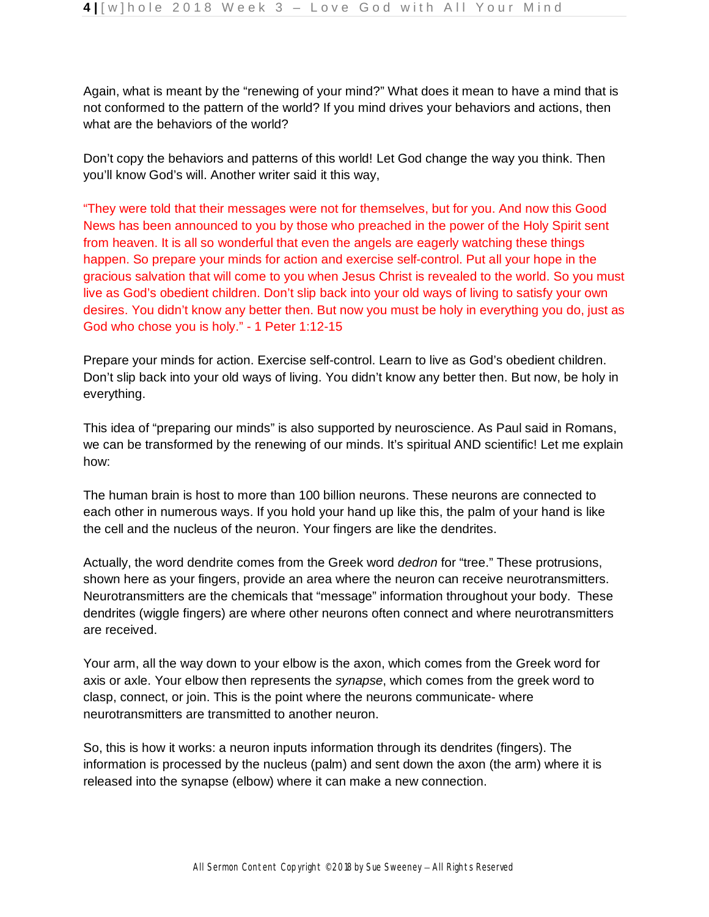Again, what is meant by the "renewing of your mind?" What does it mean to have a mind that is not conformed to the pattern of the world? If you mind drives your behaviors and actions, then what are the behaviors of the world?

Don't copy the behaviors and patterns of this world! Let God change the way you think. Then you'll know God's will. Another writer said it this way,

"They were told that their messages were not for themselves, but for you. And now this Good News has been announced to you by those who preached in the power of the Holy Spirit sent from heaven. It is all so wonderful that even the angels are eagerly watching these things happen. So prepare your minds for action and exercise self-control. Put all your hope in the gracious salvation that will come to you when Jesus Christ is revealed to the world. So you must live as God's obedient children. Don't slip back into your old ways of living to satisfy your own desires. You didn't know any better then. But now you must be holy in everything you do, just as God who chose you is holy." - 1 Peter 1:12-15

Prepare your minds for action. Exercise self-control. Learn to live as God's obedient children. Don't slip back into your old ways of living. You didn't know any better then. But now, be holy in everything.

This idea of "preparing our minds" is also supported by neuroscience. As Paul said in Romans, we can be transformed by the renewing of our minds. It's spiritual AND scientific! Let me explain how:

The human brain is host to more than 100 billion neurons. These neurons are connected to each other in numerous ways. If you hold your hand up like this, the palm of your hand is like the cell and the nucleus of the neuron. Your fingers are like the dendrites.

Actually, the word dendrite comes from the Greek word *dedron* for "tree." These protrusions, shown here as your fingers, provide an area where the neuron can receive neurotransmitters. Neurotransmitters are the chemicals that "message" information throughout your body. These dendrites (wiggle fingers) are where other neurons often connect and where neurotransmitters are received.

Your arm, all the way down to your elbow is the axon, which comes from the Greek word for axis or axle. Your elbow then represents the *synapse*, which comes from the greek word to clasp, connect, or join. This is the point where the neurons communicate- where neurotransmitters are transmitted to another neuron.

So, this is how it works: a neuron inputs information through its dendrites (fingers). The information is processed by the nucleus (palm) and sent down the axon (the arm) where it is released into the synapse (elbow) where it can make a new connection.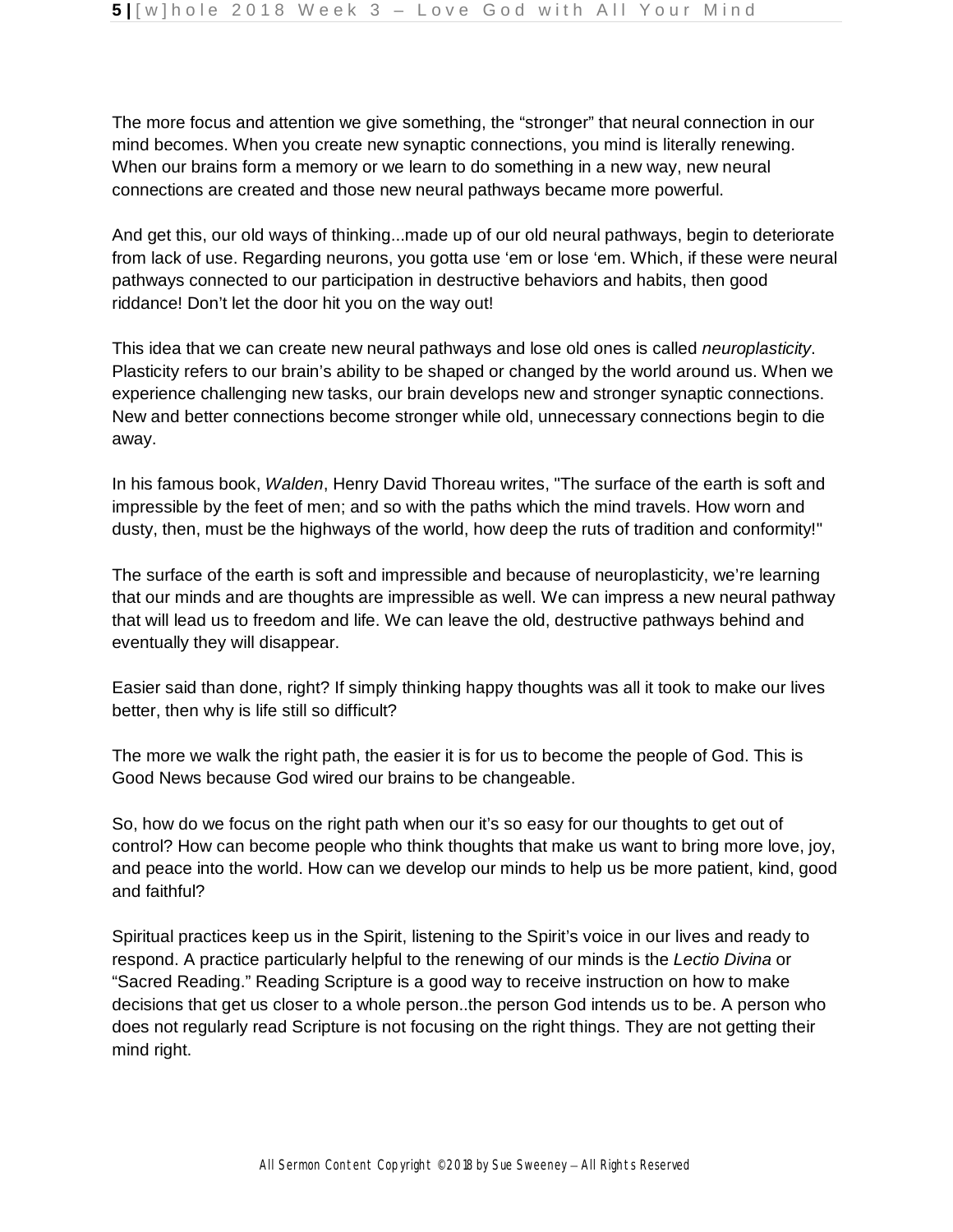The more focus and attention we give something, the "stronger" that neural connection in our mind becomes. When you create new synaptic connections, you mind is literally renewing. When our brains form a memory or we learn to do something in a new way, new neural connections are created and those new neural pathways became more powerful.

And get this, our old ways of thinking...made up of our old neural pathways, begin to deteriorate from lack of use. Regarding neurons, you gotta use 'em or lose 'em. Which, if these were neural pathways connected to our participation in destructive behaviors and habits, then good riddance! Don't let the door hit you on the way out!

This idea that we can create new neural pathways and lose old ones is called *neuroplasticity*. Plasticity refers to our brain's ability to be shaped or changed by the world around us. When we experience challenging new tasks, our brain develops new and stronger synaptic connections. New and better connections become stronger while old, unnecessary connections begin to die away.

In his famous book, *Walden*, Henry David Thoreau writes, "The surface of the earth is soft and impressible by the feet of men; and so with the paths which the mind travels. How worn and dusty, then, must be the highways of the world, how deep the ruts of tradition and conformity!"

The surface of the earth is soft and impressible and because of neuroplasticity, we're learning that our minds and are thoughts are impressible as well. We can impress a new neural pathway that will lead us to freedom and life. We can leave the old, destructive pathways behind and eventually they will disappear.

Easier said than done, right? If simply thinking happy thoughts was all it took to make our lives better, then why is life still so difficult?

The more we walk the right path, the easier it is for us to become the people of God. This is Good News because God wired our brains to be changeable.

So, how do we focus on the right path when our it's so easy for our thoughts to get out of control? How can become people who think thoughts that make us want to bring more love, joy, and peace into the world. How can we develop our minds to help us be more patient, kind, good and faithful?

Spiritual practices keep us in the Spirit, listening to the Spirit's voice in our lives and ready to respond. A practice particularly helpful to the renewing of our minds is the *Lectio Divina* or "Sacred Reading." Reading Scripture is a good way to receive instruction on how to make decisions that get us closer to a whole person..the person God intends us to be. A person who does not regularly read Scripture is not focusing on the right things. They are not getting their mind right.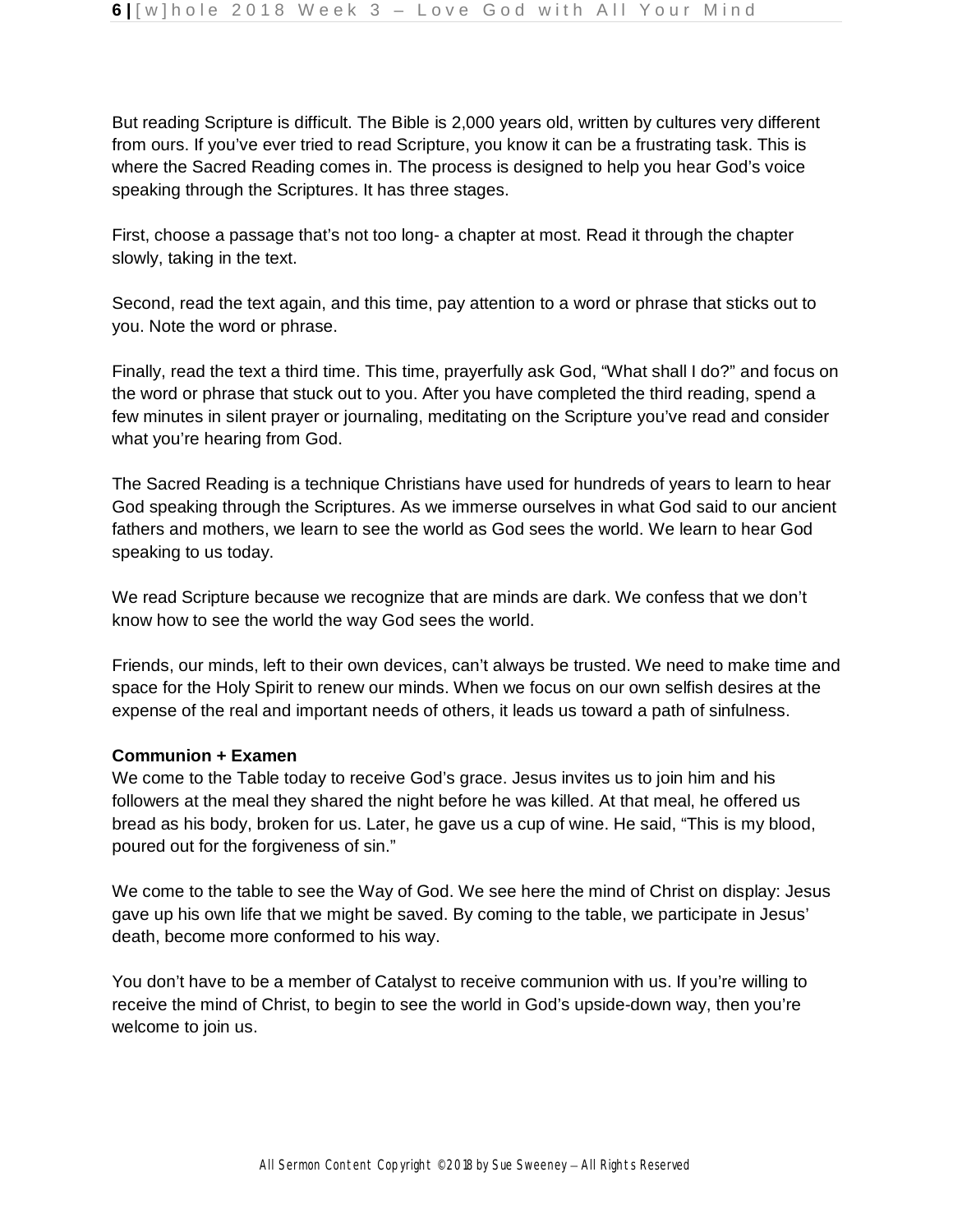But reading Scripture is difficult. The Bible is 2,000 years old, written by cultures very different from ours. If you've ever tried to read Scripture, you know it can be a frustrating task. This is where the Sacred Reading comes in. The process is designed to help you hear God's voice speaking through the Scriptures. It has three stages.

First, choose a passage that's not too long- a chapter at most. Read it through the chapter slowly, taking in the text.

Second, read the text again, and this time, pay attention to a word or phrase that sticks out to you. Note the word or phrase.

Finally, read the text a third time. This time, prayerfully ask God, "What shall I do?" and focus on the word or phrase that stuck out to you. After you have completed the third reading, spend a few minutes in silent prayer or journaling, meditating on the Scripture you've read and consider what you're hearing from God.

The Sacred Reading is a technique Christians have used for hundreds of years to learn to hear God speaking through the Scriptures. As we immerse ourselves in what God said to our ancient fathers and mothers, we learn to see the world as God sees the world. We learn to hear God speaking to us today.

We read Scripture because we recognize that are minds are dark. We confess that we don't know how to see the world the way God sees the world.

Friends, our minds, left to their own devices, can't always be trusted. We need to make time and space for the Holy Spirit to renew our minds. When we focus on our own selfish desires at the expense of the real and important needs of others, it leads us toward a path of sinfulness.

**Communion + Examen**

We come to the Table today to receive God's grace. Jesus invites us to join him and his followers at the meal they shared the night before he was killed. At that meal, he offered us bread as his body, broken for us. Later, he gave us a cup of wine. He said, "This is my blood, poured out for the forgiveness of sin."

We come to the table to see the Way of God. We see here the mind of Christ on display: Jesus gave up his own life that we might be saved. By coming to the table, we participate in Jesus' death, become more conformed to his way.

You don't have to be a member of Catalyst to receive communion with us. If you're willing to receive the mind of Christ, to begin to see the world in God's upside-down way, then you're welcome to join us.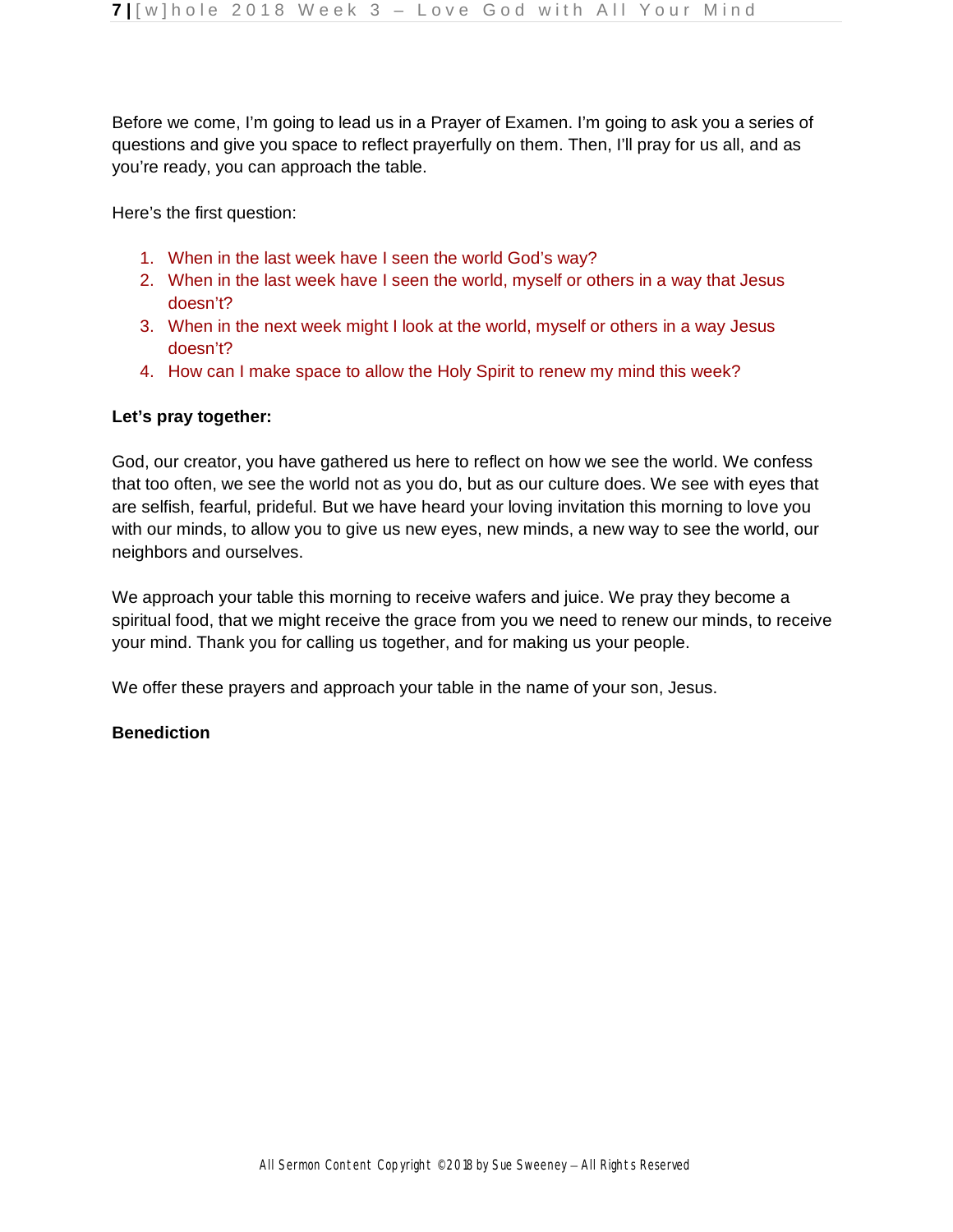Before we come, I'm going to lead us in a Prayer of Examen. I'm going to ask you a series of questions and give you space to reflect prayerfully on them. Then, I'll pray for us all, and as you're ready, you can approach the table.

Here's the first question:

1. When in the last week have I seen the world God's way?
2. When in the last week have I seen the world, myself or others in a way that Jesus doesn't?
3. When in the next week might I look at the world, myself or others in a way Jesus doesn't?
4. How can I make space to allow the Holy Spirit to renew my mind this week?

**Let's pray together:**

God, our creator, you have gathered us here to reflect on how we see the world. We confess that too often, we see the world not as you do, but as our culture does. We see with eyes that are selfish, fearful, prideful. But we have heard your loving invitation this morning to love you with our minds, to allow you to give us new eyes, new minds, a new way to see the world, our neighbors and ourselves.

We approach your table this morning to receive wafers and juice. We pray they become a spiritual food, that we might receive the grace from you we need to renew our minds, to receive your mind. Thank you for calling us together, and for making us your people.

We offer these prayers and approach your table in the name of your son, Jesus.

**Benediction**